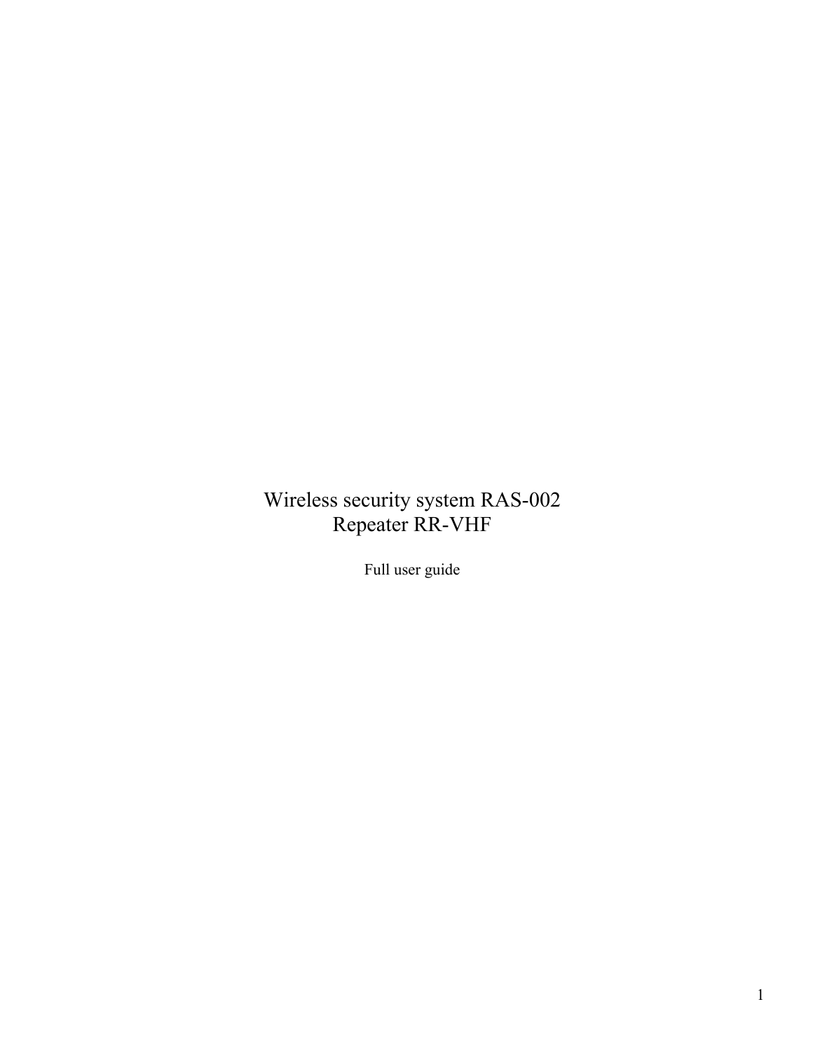# Wireless security system RAS-002
# Repeater RR-VHF

Full user guide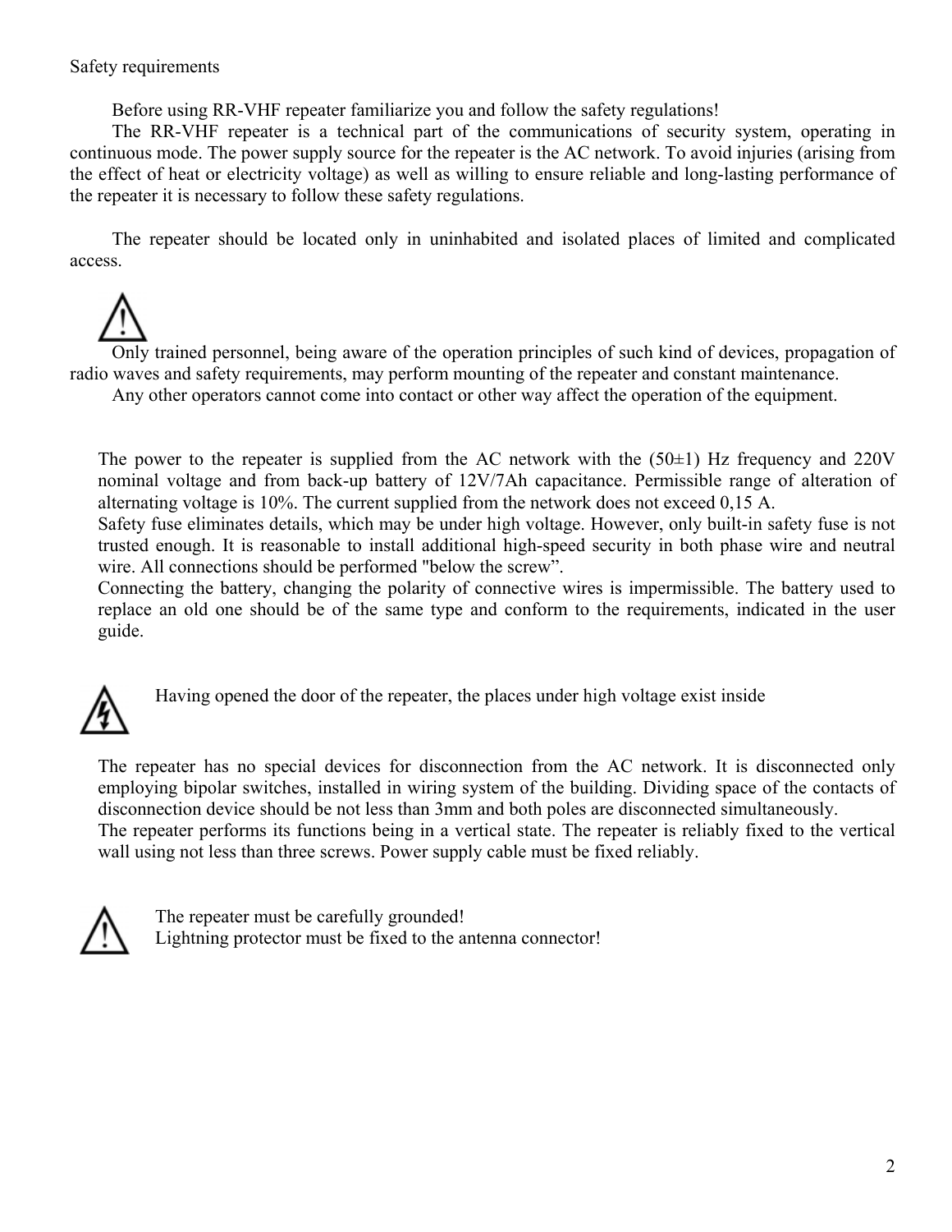Safety requirements

Before using RR-VHF repeater familiarize you and follow the safety regulations!

The RR-VHF repeater is a technical part of the communications of security system, operating in continuous mode. The power supply source for the repeater is the AC network. To avoid injuries (arising from the effect of heat or electricity voltage) as well as willing to ensure reliable and long-lasting performance of the repeater it is necessary to follow these safety regulations.

The repeater should be located only in uninhabited and isolated places of limited and complicated access.

Only trained personnel, being aware of the operation principles of such kind of devices, propagation of radio waves and safety requirements, may perform mounting of the repeater and constant maintenance.

Any other operators cannot come into contact or other way affect the operation of the equipment.

The power to the repeater is supplied from the AC network with the (50±1) Hz frequency and 220V nominal voltage and from back-up battery of 12V/7Ah capacitance. Permissible range of alteration of alternating voltage is 10%. The current supplied from the network does not exceed 0,15 A.
Safety fuse eliminates details, which may be under high voltage. However, only built-in safety fuse is not trusted enough. It is reasonable to install additional high-speed security in both phase wire and neutral wire. All connections should be performed "below the screw".
Connecting the battery, changing the polarity of connective wires is impermissible. The battery used to replace an old one should be of the same type and conform to the requirements, indicated in the user guide.

Having opened the door of the repeater, the places under high voltage exist inside

The repeater has no special devices for disconnection from the AC network. It is disconnected only employing bipolar switches, installed in wiring system of the building. Dividing space of the contacts of disconnection device should be not less than 3mm and both poles are disconnected simultaneously.
The repeater performs its functions being in a vertical state. The repeater is reliably fixed to the vertical wall using not less than three screws. Power supply cable must be fixed reliably.

The repeater must be carefully grounded!
Lightning protector must be fixed to the antenna connector!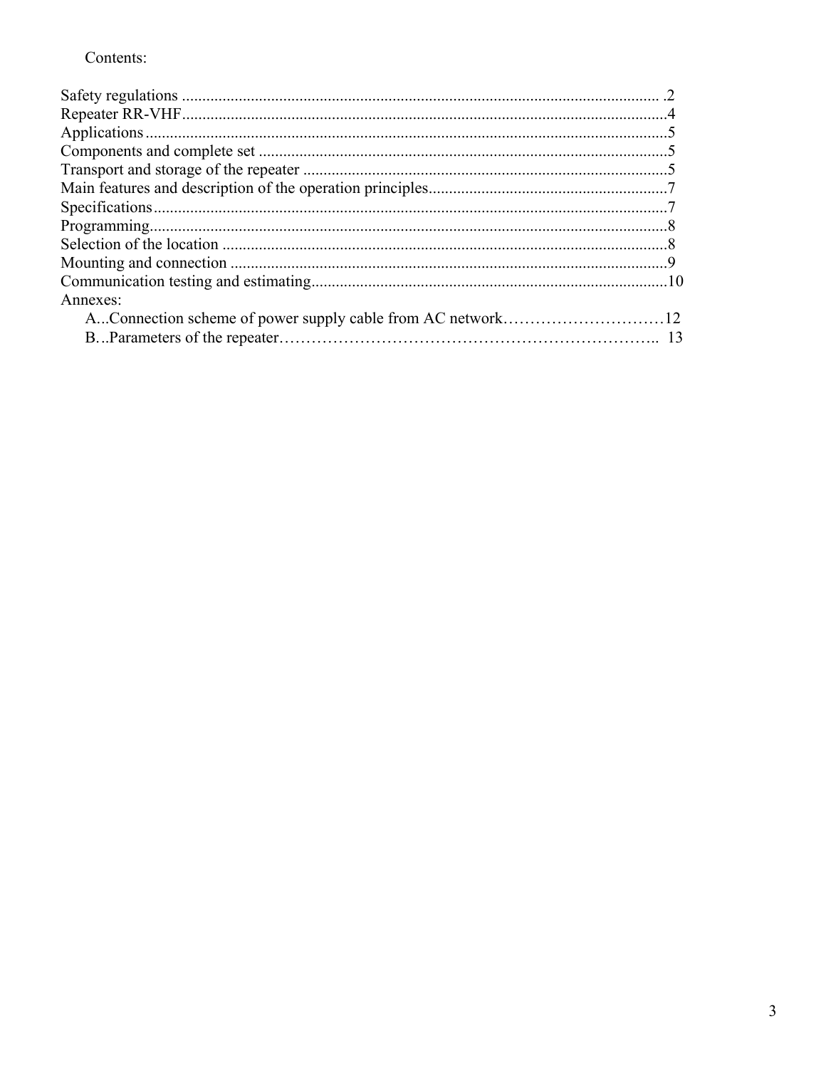Contents:

Safety regulations ........................................................................................................................ .2
Repeater RR-VHF.........................................................................................................................4
Applications..................................................................................................................................5
Components and complete set .....................................................................................................5
Transport and storage of the repeater ..........................................................................................5
Main features and description of the operation principles...........................................................7
Specifications................................................................................................................................7
Programming.................................................................................................................................8
Selection of the location ...............................................................................................................8
Mounting and connection .............................................................................................................9
Communication testing and estimating........................................................................................10
Annexes:
A...Connection scheme of power supply cable from AC network…………………………12
B...Parameters of the repeater………………………………………………………….. 13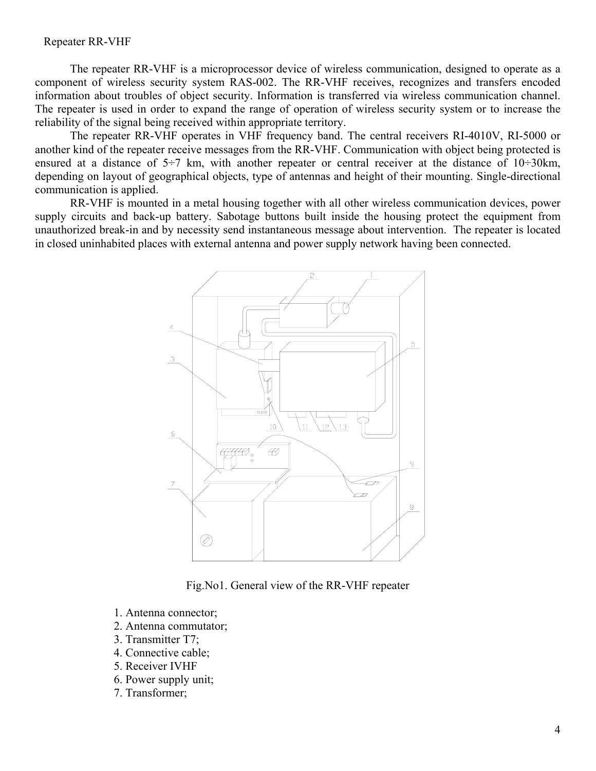Repeater RR-VHF

The repeater RR-VHF is a microprocessor device of wireless communication, designed to operate as a component of wireless security system RAS-002. The RR-VHF receives, recognizes and transfers encoded information about troubles of object security. Information is transferred via wireless communication channel. The repeater is used in order to expand the range of operation of wireless security system or to increase the reliability of the signal being received within appropriate territory.

The repeater RR-VHF operates in VHF frequency band. The central receivers RI-4010V, RI-5000 or another kind of the repeater receive messages from the RR-VHF. Communication with object being protected is ensured at a distance of 5÷7 km, with another repeater or central receiver at the distance of 10÷30km, depending on layout of geographical objects, type of antennas and height of their mounting. Single-directional communication is applied.

RR-VHF is mounted in a metal housing together with all other wireless communication devices, power supply circuits and back-up battery. Sabotage buttons built inside the housing protect the equipment from unauthorized break-in and by necessity send instantaneous message about intervention. The repeater is located in closed uninhabited places with external antenna and power supply network having been connected.

2
1
4
5
3
10
11
12
13
6
9
7
8

Fig.No1. General view of the RR-VHF repeater

1. Antenna connector;
2. Antenna commutator;
3. Transmitter T7;
4. Connective cable;
5. Receiver IVHF
6. Power supply unit;
7. Transformer;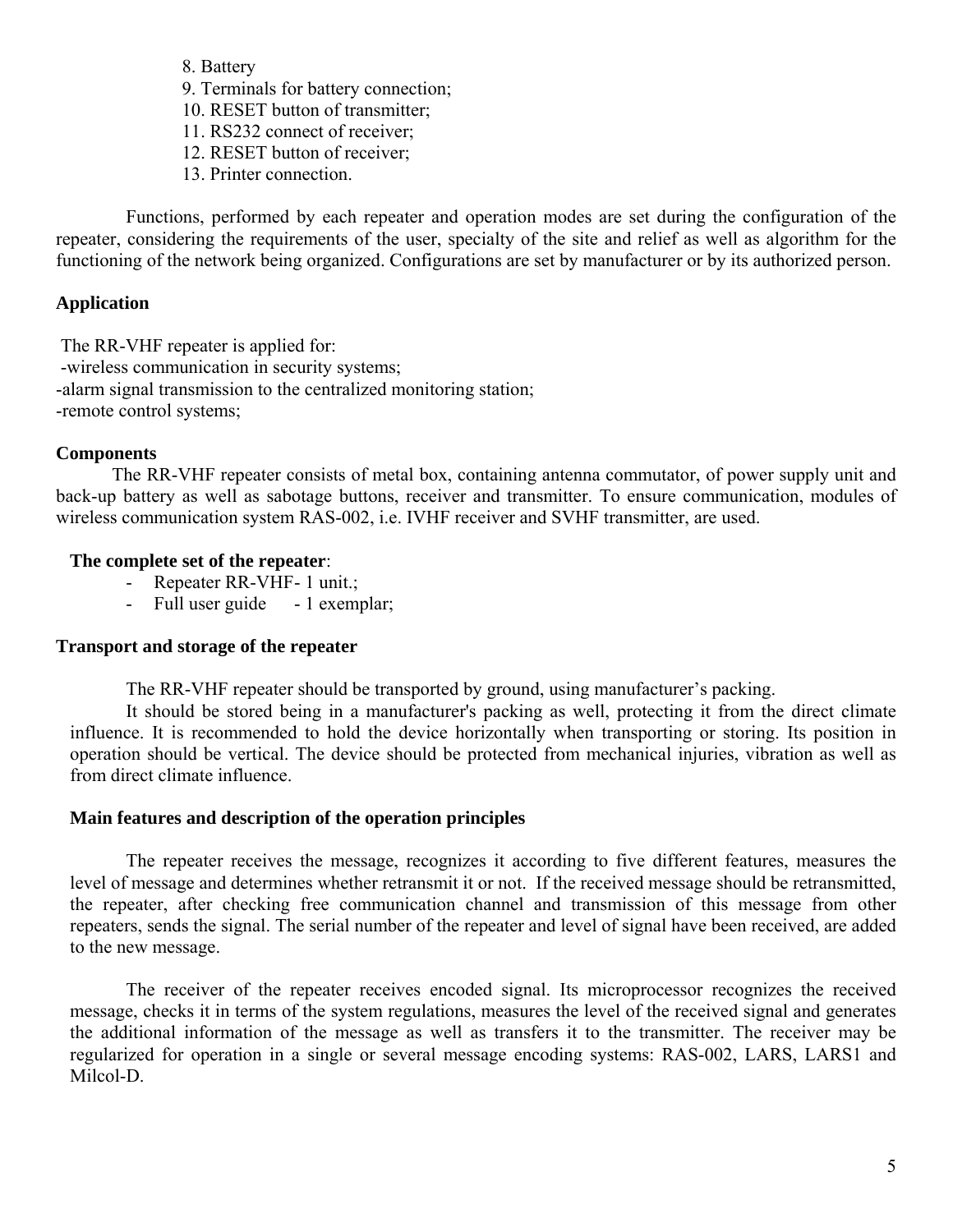8. Battery
9. Terminals for battery connection;
10. RESET button of transmitter;
11. RS232 connect of receiver;
12. RESET button of receiver;
13. Printer connection.

Functions, performed by each repeater and operation modes are set during the configuration of the repeater, considering the requirements of the user, specialty of the site and relief as well as algorithm for the functioning of the network being organized. Configurations are set by manufacturer or by its authorized person.

**Application**

The RR-VHF repeater is applied for:
-wireless communication in security systems;
-alarm signal transmission to the centralized monitoring station;
-remote control systems;

**Components**

The RR-VHF repeater consists of metal box, containing antenna commutator, of power supply unit and back-up battery as well as sabotage buttons, receiver and transmitter. To ensure communication, modules of wireless communication system RAS-002, i.e. IVHF receiver and SVHF transmitter, are used.

**The complete set of the repeater**:

- Repeater RR-VHF- 1 unit.;
- Full user guide - 1 exemplar;

**Transport and storage of the repeater**

The RR-VHF repeater should be transported by ground, using manufacturer's packing.

It should be stored being in a manufacturer's packing as well, protecting it from the direct climate influence. It is recommended to hold the device horizontally when transporting or storing. Its position in operation should be vertical. The device should be protected from mechanical injuries, vibration as well as from direct climate influence.

**Main features and description of the operation principles**

The repeater receives the message, recognizes it according to five different features, measures the level of message and determines whether retransmit it or not. If the received message should be retransmitted, the repeater, after checking free communication channel and transmission of this message from other repeaters, sends the signal. The serial number of the repeater and level of signal have been received, are added to the new message.

The receiver of the repeater receives encoded signal. Its microprocessor recognizes the received message, checks it in terms of the system regulations, measures the level of the received signal and generates the additional information of the message as well as transfers it to the transmitter. The receiver may be regularized for operation in a single or several message encoding systems: RAS-002, LARS, LARS1 and Milcol-D.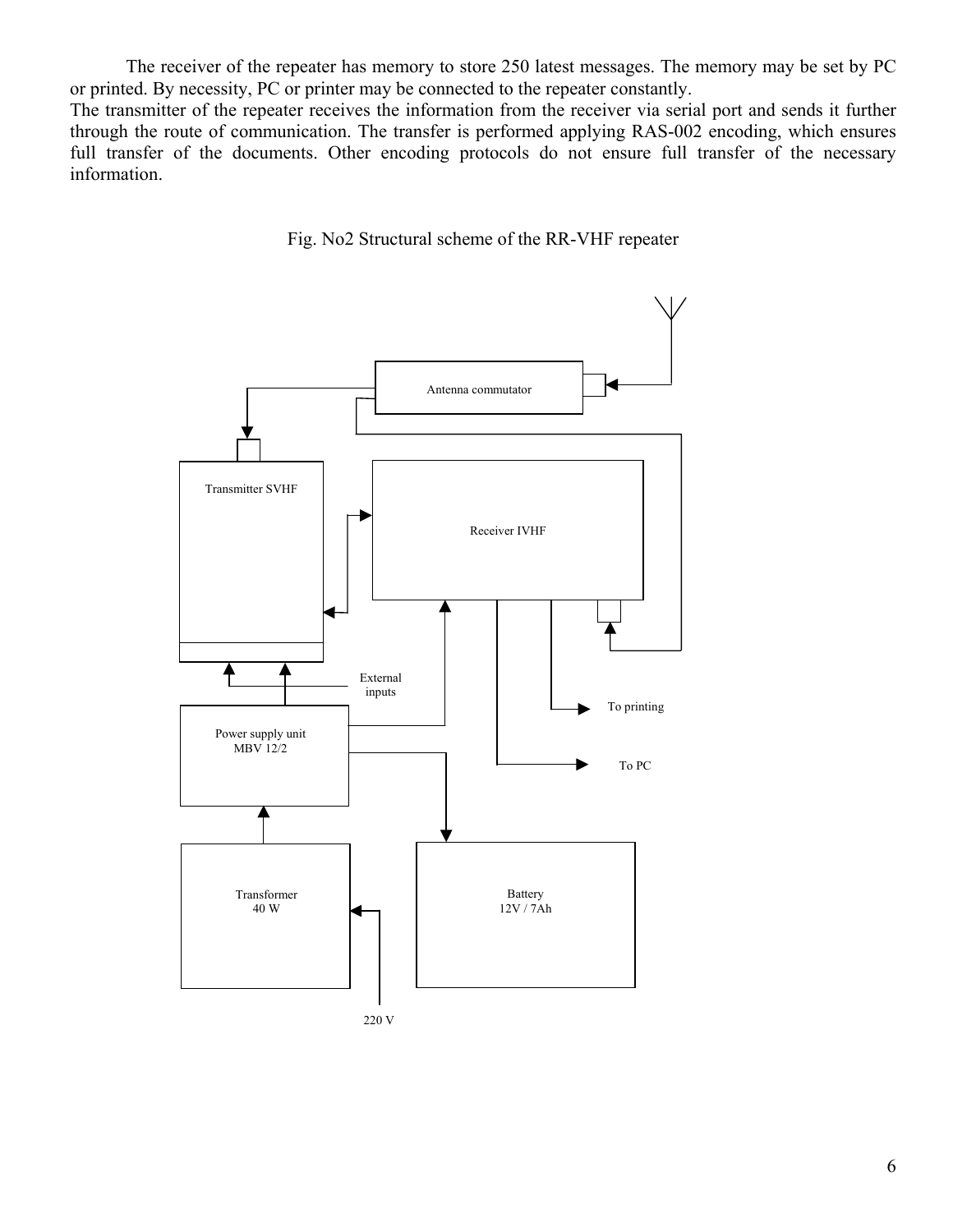The receiver of the repeater has memory to store 250 latest messages. The memory may be set by PC or printed. By necessity, PC or printer may be connected to the repeater constantly.
The transmitter of the repeater receives the information from the receiver via serial port and sends it further through the route of communication. The transfer is performed applying RAS-002 encoding, which ensures full transfer of the documents. Other encoding protocols do not ensure full transfer of the necessary information.

Fig. No2 Structural scheme of the RR-VHF repeater

Antenna commutator

Transmitter SVHF

Receiver IVHF

External
inputs

To printing

To PC

Power supply unit
MBV 12/2

Transformer
40 W

Battery
12V / 7Ah

220 V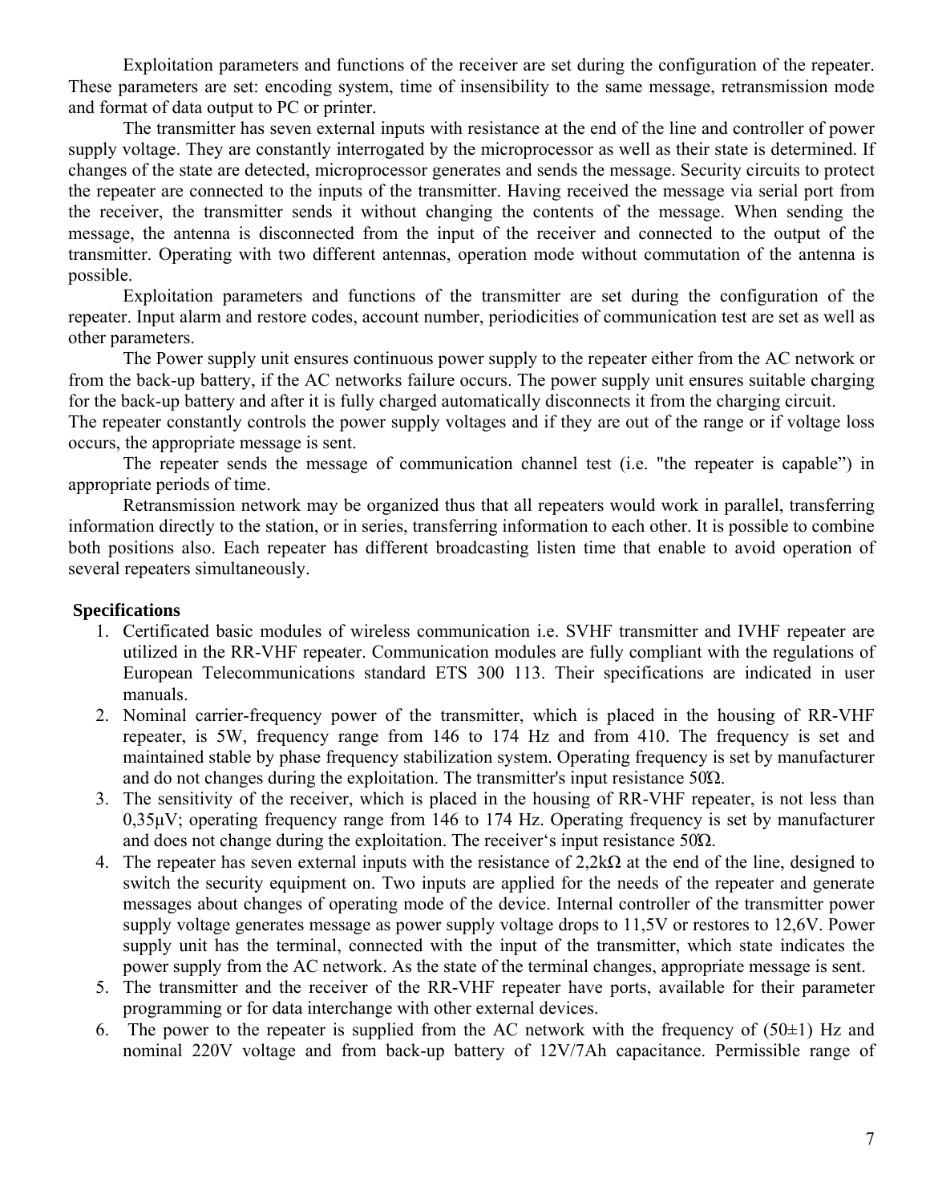Exploitation parameters and functions of the receiver are set during the configuration of the repeater. These parameters are set: encoding system, time of insensibility to the same message, retransmission mode and format of data output to PC or printer.

The transmitter has seven external inputs with resistance at the end of the line and controller of power supply voltage. They are constantly interrogated by the microprocessor as well as their state is determined. If changes of the state are detected, microprocessor generates and sends the message. Security circuits to protect the repeater are connected to the inputs of the transmitter. Having received the message via serial port from the receiver, the transmitter sends it without changing the contents of the message. When sending the message, the antenna is disconnected from the input of the receiver and connected to the output of the transmitter. Operating with two different antennas, operation mode without commutation of the antenna is possible.

Exploitation parameters and functions of the transmitter are set during the configuration of the repeater. Input alarm and restore codes, account number, periodicities of communication test are set as well as other parameters.

The Power supply unit ensures continuous power supply to the repeater either from the AC network or from the back-up battery, if the AC networks failure occurs. The power supply unit ensures suitable charging for the back-up battery and after it is fully charged automatically disconnects it from the charging circuit.
The repeater constantly controls the power supply voltages and if they are out of the range or if voltage loss occurs, the appropriate message is sent.

The repeater sends the message of communication channel test (i.e. "the repeater is capable") in appropriate periods of time.

Retransmission network may be organized thus that all repeaters would work in parallel, transferring information directly to the station, or in series, transferring information to each other. It is possible to combine both positions also. Each repeater has different broadcasting listen time that enable to avoid operation of several repeaters simultaneously.

**Specifications**

1. Certificated basic modules of wireless communication i.e. SVHF transmitter and IVHF repeater are utilized in the RR-VHF repeater. Communication modules are fully compliant with the regulations of European Telecommunications standard ETS 300 113. Their specifications are indicated in user manuals.
2. Nominal carrier-frequency power of the transmitter, which is placed in the housing of RR-VHF repeater, is 5W, frequency range from 146 to 174 Hz and from 410. The frequency is set and maintained stable by phase frequency stabilization system. Operating frequency is set by manufacturer and do not changes during the exploitation. The transmitter's input resistance 50Ω.
3. The sensitivity of the receiver, which is placed in the housing of RR-VHF repeater, is not less than 0,35µV; operating frequency range from 146 to 174 Hz. Operating frequency is set by manufacturer and does not change during the exploitation. The receiver‘s input resistance 50Ω.
4. The repeater has seven external inputs with the resistance of 2,2kΩ at the end of the line, designed to switch the security equipment on. Two inputs are applied for the needs of the repeater and generate messages about changes of operating mode of the device. Internal controller of the transmitter power supply voltage generates message as power supply voltage drops to 11,5V or restores to 12,6V. Power supply unit has the terminal, connected with the input of the transmitter, which state indicates the power supply from the AC network. As the state of the terminal changes, appropriate message is sent.
5. The transmitter and the receiver of the RR-VHF repeater have ports, available for their parameter programming or for data interchange with other external devices.
6. The power to the repeater is supplied from the AC network with the frequency of (50±1) Hz and nominal 220V voltage and from back-up battery of 12V/7Ah capacitance. Permissible range of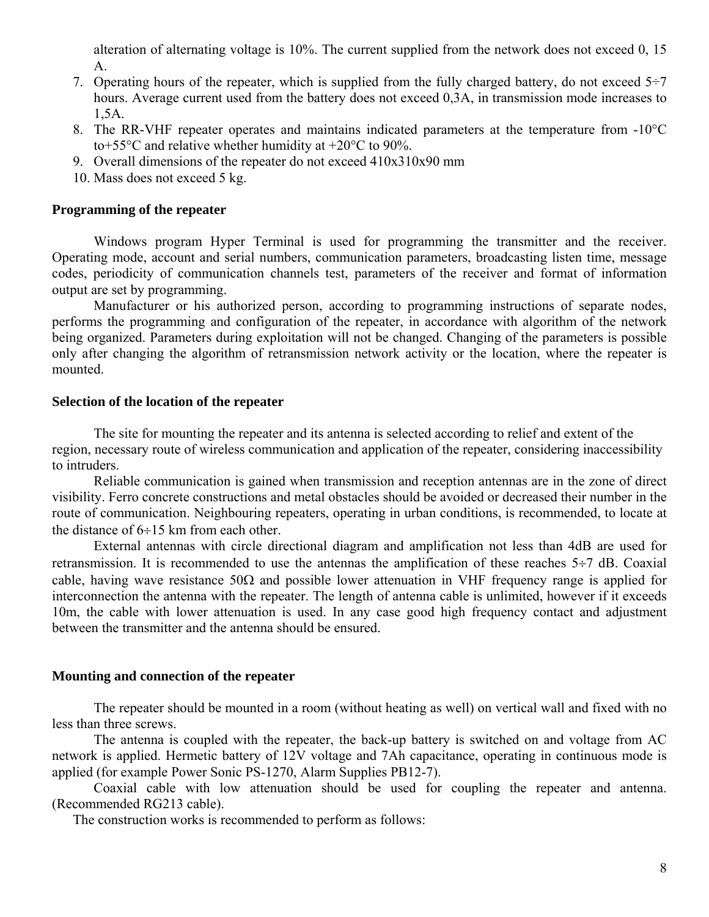alteration of alternating voltage is 10%. The current supplied from the network does not exceed 0, 15 A.

7. Operating hours of the repeater, which is supplied from the fully charged battery, do not exceed 5÷7 hours. Average current used from the battery does not exceed 0,3A, in transmission mode increases to 1,5A.
8. The RR-VHF repeater operates and maintains indicated parameters at the temperature from -10°C to+55°C and relative whether humidity at +20°C to 90%.
9. Overall dimensions of the repeater do not exceed 410x310x90 mm
10. Mass does not exceed 5 kg.

**Programming of the repeater**

Windows program Hyper Terminal is used for programming the transmitter and the receiver. Operating mode, account and serial numbers, communication parameters, broadcasting listen time, message codes, periodicity of communication channels test, parameters of the receiver and format of information output are set by programming.

Manufacturer or his authorized person, according to programming instructions of separate nodes, performs the programming and configuration of the repeater, in accordance with algorithm of the network being organized. Parameters during exploitation will not be changed. Changing of the parameters is possible only after changing the algorithm of retransmission network activity or the location, where the repeater is mounted.

**Selection of the location of the repeater**

The site for mounting the repeater and its antenna is selected according to relief and extent of the region, necessary route of wireless communication and application of the repeater, considering inaccessibility to intruders.

Reliable communication is gained when transmission and reception antennas are in the zone of direct visibility. Ferro concrete constructions and metal obstacles should be avoided or decreased their number in the route of communication. Neighbouring repeaters, operating in urban conditions, is recommended, to locate at the distance of 6÷15 km from each other.

External antennas with circle directional diagram and amplification not less than 4dB are used for retransmission. It is recommended to use the antennas the amplification of these reaches 5÷7 dB. Coaxial cable, having wave resistance 50Ω and possible lower attenuation in VHF frequency range is applied for interconnection the antenna with the repeater. The length of antenna cable is unlimited, however if it exceeds 10m, the cable with lower attenuation is used. In any case good high frequency contact and adjustment between the transmitter and the antenna should be ensured.

**Mounting and connection of the repeater**

The repeater should be mounted in a room (without heating as well) on vertical wall and fixed with no less than three screws.

The antenna is coupled with the repeater, the back-up battery is switched on and voltage from AC network is applied. Hermetic battery of 12V voltage and 7Ah capacitance, operating in continuous mode is applied (for example Power Sonic PS-1270, Alarm Supplies PB12-7).

Coaxial cable with low attenuation should be used for coupling the repeater and antenna. (Recommended RG213 cable).

The construction works is recommended to perform as follows: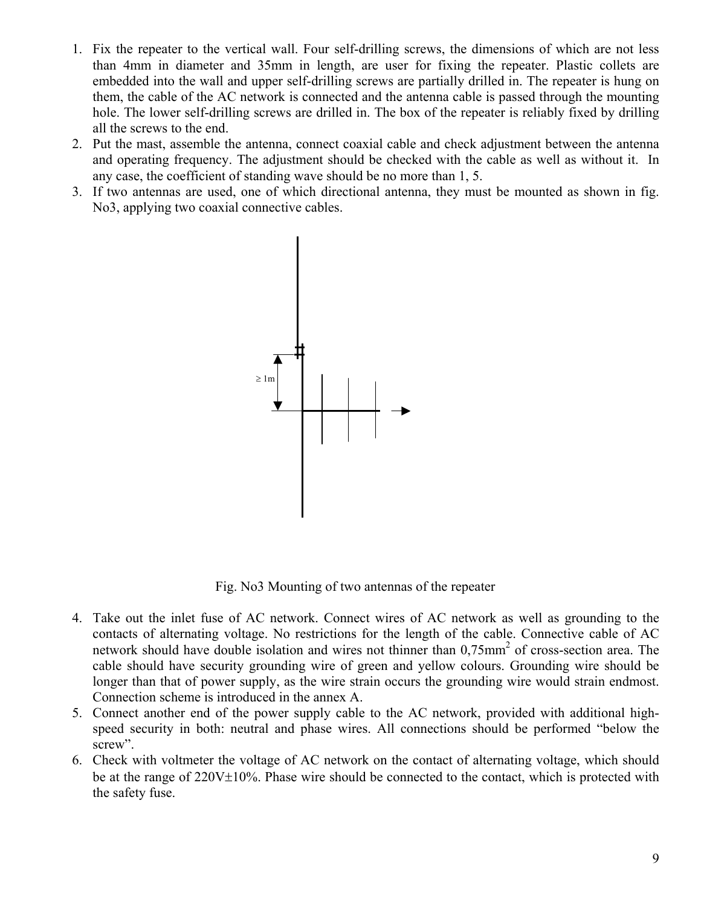1. Fix the repeater to the vertical wall. Four self-drilling screws, the dimensions of which are not less than 4mm in diameter and 35mm in length, are user for fixing the repeater. Plastic collets are embedded into the wall and upper self-drilling screws are partially drilled in. The repeater is hung on them, the cable of the AC network is connected and the antenna cable is passed through the mounting hole. The lower self-drilling screws are drilled in. The box of the repeater is reliably fixed by drilling all the screws to the end.
2. Put the mast, assemble the antenna, connect coaxial cable and check adjustment between the antenna and operating frequency. The adjustment should be checked with the cable as well as without it. In any case, the coefficient of standing wave should be no more than 1, 5.
3. If two antennas are used, one of which directional antenna, they must be mounted as shown in fig. No3, applying two coaxial connective cables.

≥ 1m

Fig. No3 Mounting of two antennas of the repeater

4. Take out the inlet fuse of AC network. Connect wires of AC network as well as grounding to the contacts of alternating voltage. No restrictions for the length of the cable. Connective cable of AC network should have double isolation and wires not thinner than 0,75mm$^2$ of cross-section area. The cable should have security grounding wire of green and yellow colours. Grounding wire should be longer than that of power supply, as the wire strain occurs the grounding wire would strain endmost. Connection scheme is introduced in the annex A.
5. Connect another end of the power supply cable to the AC network, provided with additional high-speed security in both: neutral and phase wires. All connections should be performed "below the screw".
6. Check with voltmeter the voltage of AC network on the contact of alternating voltage, which should be at the range of 220V±10%. Phase wire should be connected to the contact, which is protected with the safety fuse.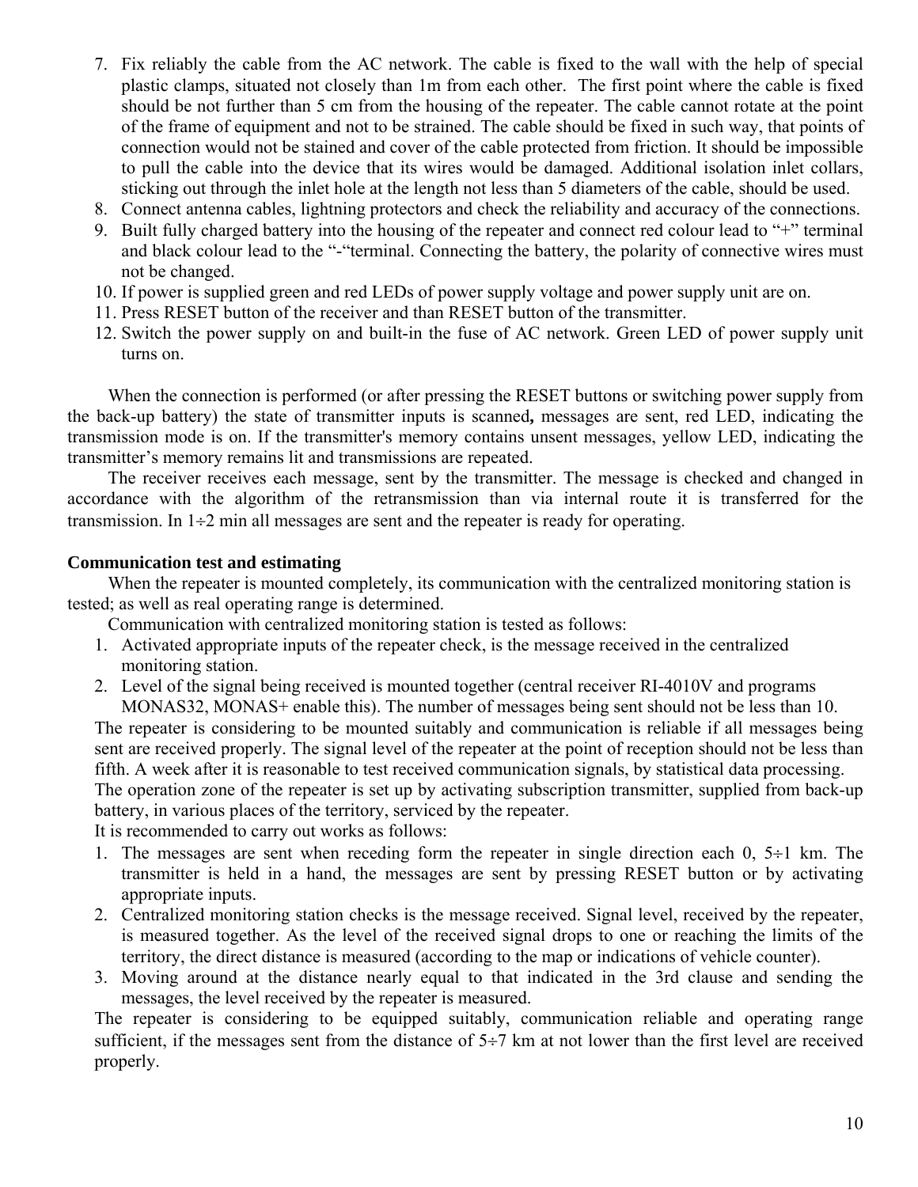7. Fix reliably the cable from the AC network. The cable is fixed to the wall with the help of special plastic clamps, situated not closely than 1m from each other. The first point where the cable is fixed should be not further than 5 cm from the housing of the repeater. The cable cannot rotate at the point of the frame of equipment and not to be strained. The cable should be fixed in such way, that points of connection would not be stained and cover of the cable protected from friction. It should be impossible to pull the cable into the device that its wires would be damaged. Additional isolation inlet collars, sticking out through the inlet hole at the length not less than 5 diameters of the cable, should be used.
8. Connect antenna cables, lightning protectors and check the reliability and accuracy of the connections.
9. Built fully charged battery into the housing of the repeater and connect red colour lead to "+" terminal and black colour lead to the "-"terminal. Connecting the battery, the polarity of connective wires must not be changed.
10. If power is supplied green and red LEDs of power supply voltage and power supply unit are on.
11. Press RESET button of the receiver and than RESET button of the transmitter.
12. Switch the power supply on and built-in the fuse of AC network. Green LED of power supply unit turns on.

When the connection is performed (or after pressing the RESET buttons or switching power supply from the back-up battery) the state of transmitter inputs is scanned**,** messages are sent, red LED, indicating the transmission mode is on. If the transmitter's memory contains unsent messages, yellow LED, indicating the transmitter's memory remains lit and transmissions are repeated.

The receiver receives each message, sent by the transmitter. The message is checked and changed in accordance with the algorithm of the retransmission than via internal route it is transferred for the transmission. In 1÷2 min all messages are sent and the repeater is ready for operating.

**Communication test and estimating**

When the repeater is mounted completely, its communication with the centralized monitoring station is tested; as well as real operating range is determined.

Communication with centralized monitoring station is tested as follows:

1. Activated appropriate inputs of the repeater check, is the message received in the centralized monitoring station.
2. Level of the signal being received is mounted together (central receiver RI-4010V and programs MONAS32, MONAS+ enable this). The number of messages being sent should not be less than 10.

The repeater is considering to be mounted suitably and communication is reliable if all messages being sent are received properly. The signal level of the repeater at the point of reception should not be less than fifth. A week after it is reasonable to test received communication signals, by statistical data processing.

The operation zone of the repeater is set up by activating subscription transmitter, supplied from back-up battery, in various places of the territory, serviced by the repeater.

It is recommended to carry out works as follows:

1. The messages are sent when receding form the repeater in single direction each 0, 5÷1 km. The transmitter is held in a hand, the messages are sent by pressing RESET button or by activating appropriate inputs.
2. Centralized monitoring station checks is the message received. Signal level, received by the repeater, is measured together. As the level of the received signal drops to one or reaching the limits of the territory, the direct distance is measured (according to the map or indications of vehicle counter).
3. Moving around at the distance nearly equal to that indicated in the 3rd clause and sending the messages, the level received by the repeater is measured.

The repeater is considering to be equipped suitably, communication reliable and operating range sufficient, if the messages sent from the distance of 5÷7 km at not lower than the first level are received properly.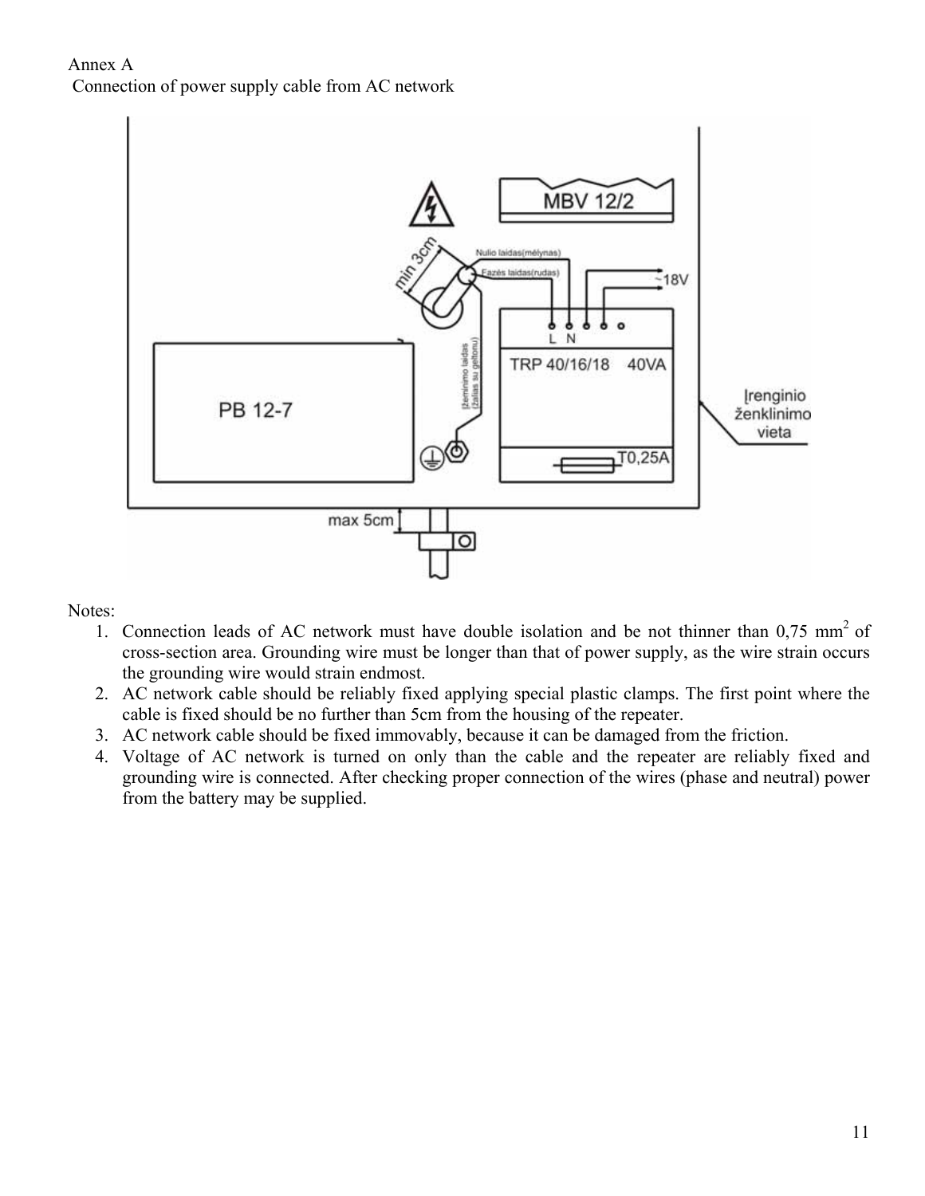Annex A

Connection of power supply cable from AC network

MBV 12/2

min 3cm

Nulio laidas(mėlynas)

Fazės laidas(rudas)

~18V

L N

TRP 40/16/18 40VA

PB 12-7

Įžeminimo laidas (žalias su geltonu)

Įrenginio ženklinimo vieta

T0,25A

max 5cm

Notes:

1. Connection leads of AC network must have double isolation and be not thinner than 0,75 $mm^2$ of cross-section area. Grounding wire must be longer than that of power supply, as the wire strain occurs the grounding wire would strain endmost.
2. AC network cable should be reliably fixed applying special plastic clamps. The first point where the cable is fixed should be no further than 5cm from the housing of the repeater.
3. AC network cable should be fixed immovably, because it can be damaged from the friction.
4. Voltage of AC network is turned on only than the cable and the repeater are reliably fixed and grounding wire is connected. After checking proper connection of the wires (phase and neutral) power from the battery may be supplied.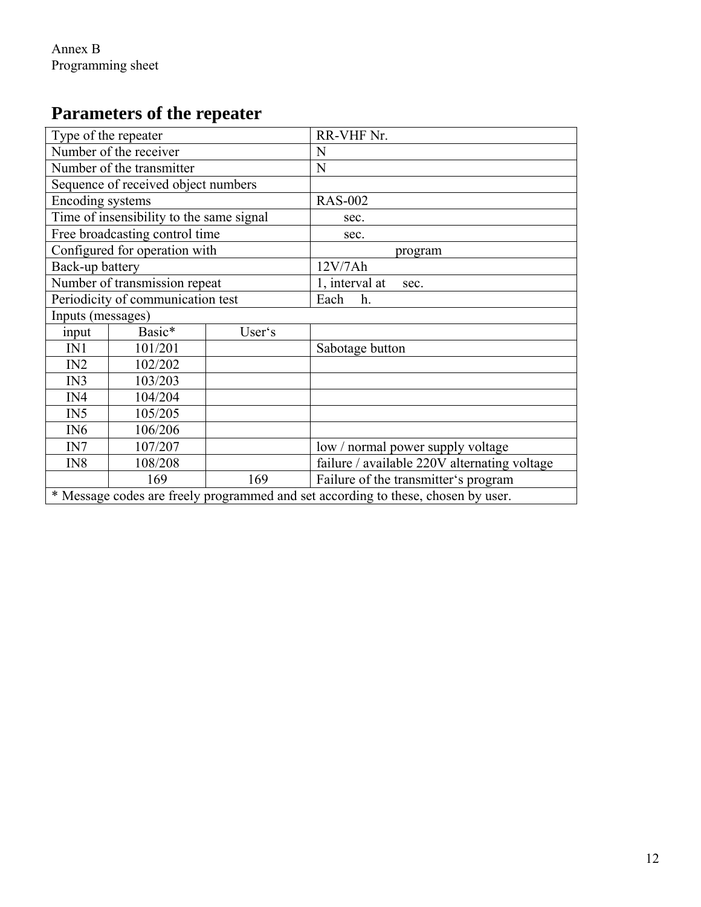Annex B
Programming sheet

## Parameters of the repeater

| | | | |
|---|---|---|---|
| Type of the repeater | | | RR-VHF Nr. |
| Number of the receiver | | | N |
| Number of the transmitter | | | N |
| Sequence of received object numbers | | | |
| Encoding systems | | | RAS-002 |
| Time of insensibility to the same signal | | | sec. |
| Free broadcasting control time | | | sec. |
| Configured for operation with | | | program |
| Back-up battery | | | 12V/7Ah |
| Number of transmission repeat | | | 1, interval at sec. |
| Periodicity of communication test | | | Each h. |
| Inputs (messages) | | | |
| input | Basic* | User‘s | |
| IN1 | 101/201 | | Sabotage button |
| IN2 | 102/202 | | |
| IN3 | 103/203 | | |
| IN4 | 104/204 | | |
| IN5 | 105/205 | | |
| IN6 | 106/206 | | |
| IN7 | 107/207 | | low / normal power supply voltage |
| IN8 | 108/208 | | failure / available 220V alternating voltage |
| | 169 | 169 | Failure of the transmitter‘s program |
| * Message codes are freely programmed and set according to these, chosen by user. | | | |